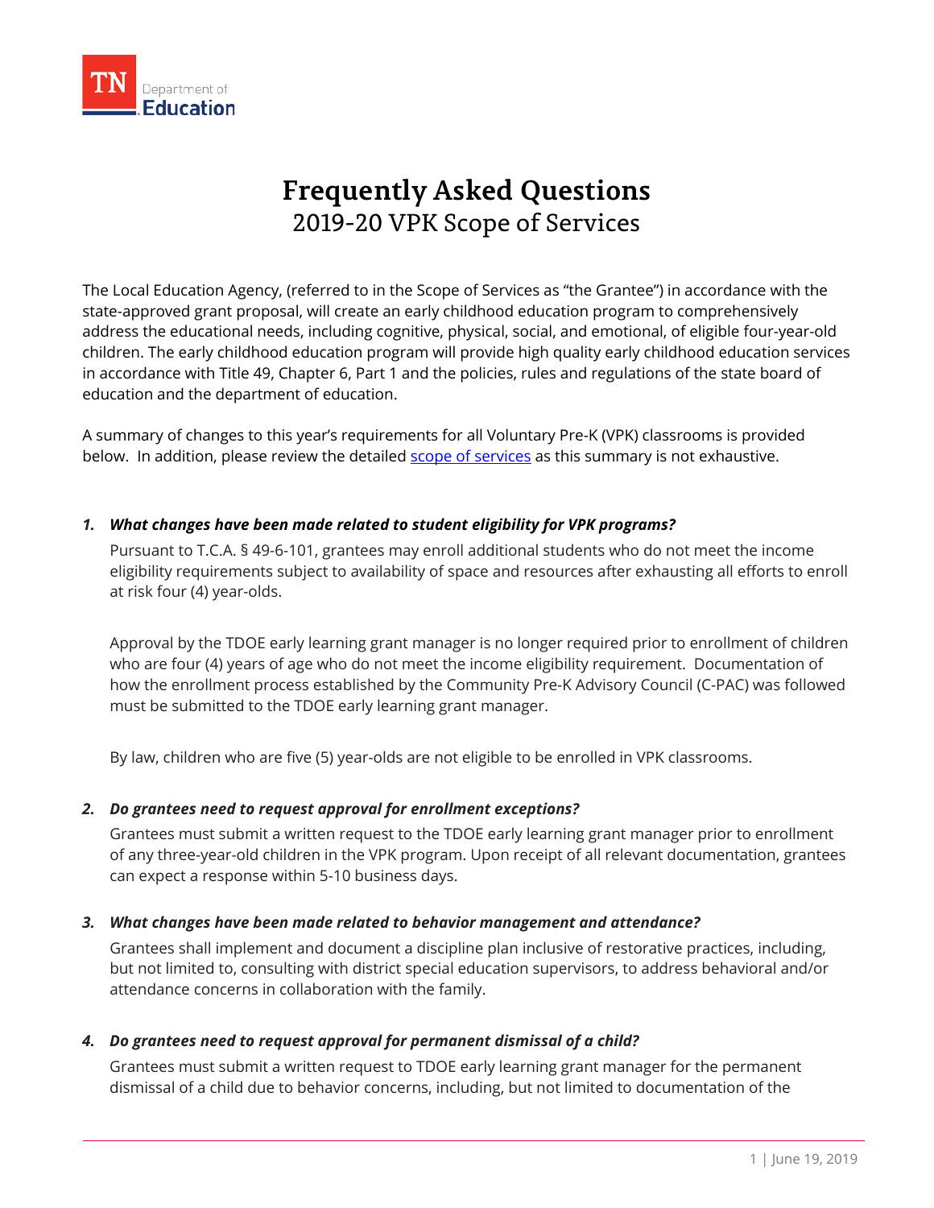# Frequently Asked Questions

## 2019-20 VPK Scope of Services

The Local Education Agency, (referred to in the Scope of Services as "the Grantee") in accordance with the state-approved grant proposal, will create an early childhood education program to comprehensively address the educational needs, including cognitive, physical, social, and emotional, of eligible four-year-old children. The early childhood education program will provide high quality early childhood education services in accordance with Title 49, Chapter 6, Part 1 and the policies, rules and regulations of the state board of education and the department of education.

A summary of changes to this year's requirements for all Voluntary Pre-K (VPK) classrooms is provided below. In addition, please review the detailed scope of services as this summary is not exhaustive.

1. ***What changes have been made related to student eligibility for VPK programs?***

   Pursuant to T.C.A. § 49-6-101, grantees may enroll additional students who do not meet the income eligibility requirements subject to availability of space and resources after exhausting all efforts to enroll at risk four (4) year-olds.

   Approval by the TDOE early learning grant manager is no longer required prior to enrollment of children who are four (4) years of age who do not meet the income eligibility requirement. Documentation of how the enrollment process established by the Community Pre-K Advisory Council (C-PAC) was followed must be submitted to the TDOE early learning grant manager.

   By law, children who are five (5) year-olds are not eligible to be enrolled in VPK classrooms.

2. ***Do grantees need to request approval for enrollment exceptions?***

   Grantees must submit a written request to the TDOE early learning grant manager prior to enrollment of any three-year-old children in the VPK program. Upon receipt of all relevant documentation, grantees can expect a response within 5-10 business days.

3. ***What changes have been made related to behavior management and attendance?***

   Grantees shall implement and document a discipline plan inclusive of restorative practices, including, but not limited to, consulting with district special education supervisors, to address behavioral and/or attendance concerns in collaboration with the family.

4. ***Do grantees need to request approval for permanent dismissal of a child?***

   Grantees must submit a written request to TDOE early learning grant manager for the permanent dismissal of a child due to behavior concerns, including, but not limited to documentation of the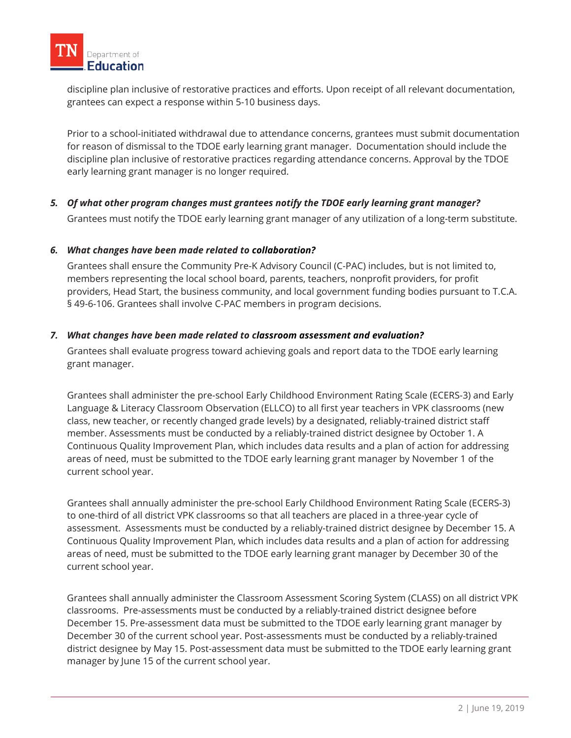discipline plan inclusive of restorative practices and efforts. Upon receipt of all relevant documentation, grantees can expect a response within 5-10 business days.

Prior to a school-initiated withdrawal due to attendance concerns, grantees must submit documentation for reason of dismissal to the TDOE early learning grant manager. Documentation should include the discipline plan inclusive of restorative practices regarding attendance concerns. Approval by the TDOE early learning grant manager is no longer required.

5. ***Of what other program changes must grantees notify the TDOE early learning grant manager?***

   Grantees must notify the TDOE early learning grant manager of any utilization of a long-term substitute.

6. ***What changes have been made related to collaboration?***

   Grantees shall ensure the Community Pre-K Advisory Council (C-PAC) includes, but is not limited to, members representing the local school board, parents, teachers, nonprofit providers, for profit providers, Head Start, the business community, and local government funding bodies pursuant to T.C.A. § 49-6-106. Grantees shall involve C-PAC members in program decisions.

7. ***What changes have been made related to classroom assessment and evaluation?***

   Grantees shall evaluate progress toward achieving goals and report data to the TDOE early learning grant manager.

   Grantees shall administer the pre-school Early Childhood Environment Rating Scale (ECERS-3) and Early Language & Literacy Classroom Observation (ELLCO) to all first year teachers in VPK classrooms (new class, new teacher, or recently changed grade levels) by a designated, reliably-trained district staff member. Assessments must be conducted by a reliably-trained district designee by October 1. A Continuous Quality Improvement Plan, which includes data results and a plan of action for addressing areas of need, must be submitted to the TDOE early learning grant manager by November 1 of the current school year.

   Grantees shall annually administer the pre-school Early Childhood Environment Rating Scale (ECERS-3) to one-third of all district VPK classrooms so that all teachers are placed in a three-year cycle of assessment. Assessments must be conducted by a reliably-trained district designee by December 15. A Continuous Quality Improvement Plan, which includes data results and a plan of action for addressing areas of need, must be submitted to the TDOE early learning grant manager by December 30 of the current school year.

   Grantees shall annually administer the Classroom Assessment Scoring System (CLASS) on all district VPK classrooms. Pre-assessments must be conducted by a reliably-trained district designee before December 15. Pre-assessment data must be submitted to the TDOE early learning grant manager by December 30 of the current school year. Post-assessments must be conducted by a reliably-trained district designee by May 15. Post-assessment data must be submitted to the TDOE early learning grant manager by June 15 of the current school year.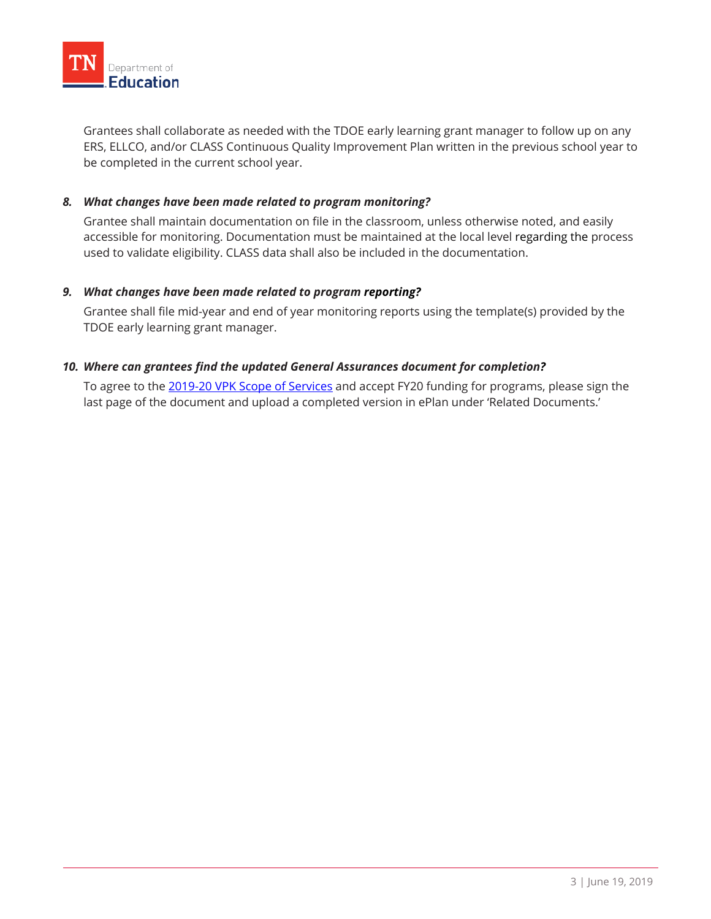Grantees shall collaborate as needed with the TDOE early learning grant manager to follow up on any ERS, ELLCO, and/or CLASS Continuous Quality Improvement Plan written in the previous school year to be completed in the current school year.

8. ***What changes have been made related to program monitoring?***

   Grantee shall maintain documentation on file in the classroom, unless otherwise noted, and easily accessible for monitoring. Documentation must be maintained at the local level regarding the process used to validate eligibility. CLASS data shall also be included in the documentation.

9. ***What changes have been made related to program reporting?***

   Grantee shall file mid-year and end of year monitoring reports using the template(s) provided by the TDOE early learning grant manager.

10. ***Where can grantees find the updated General Assurances document for completion?***

    To agree to the 2019-20 VPK Scope of Services and accept FY20 funding for programs, please sign the last page of the document and upload a completed version in ePlan under 'Related Documents.'